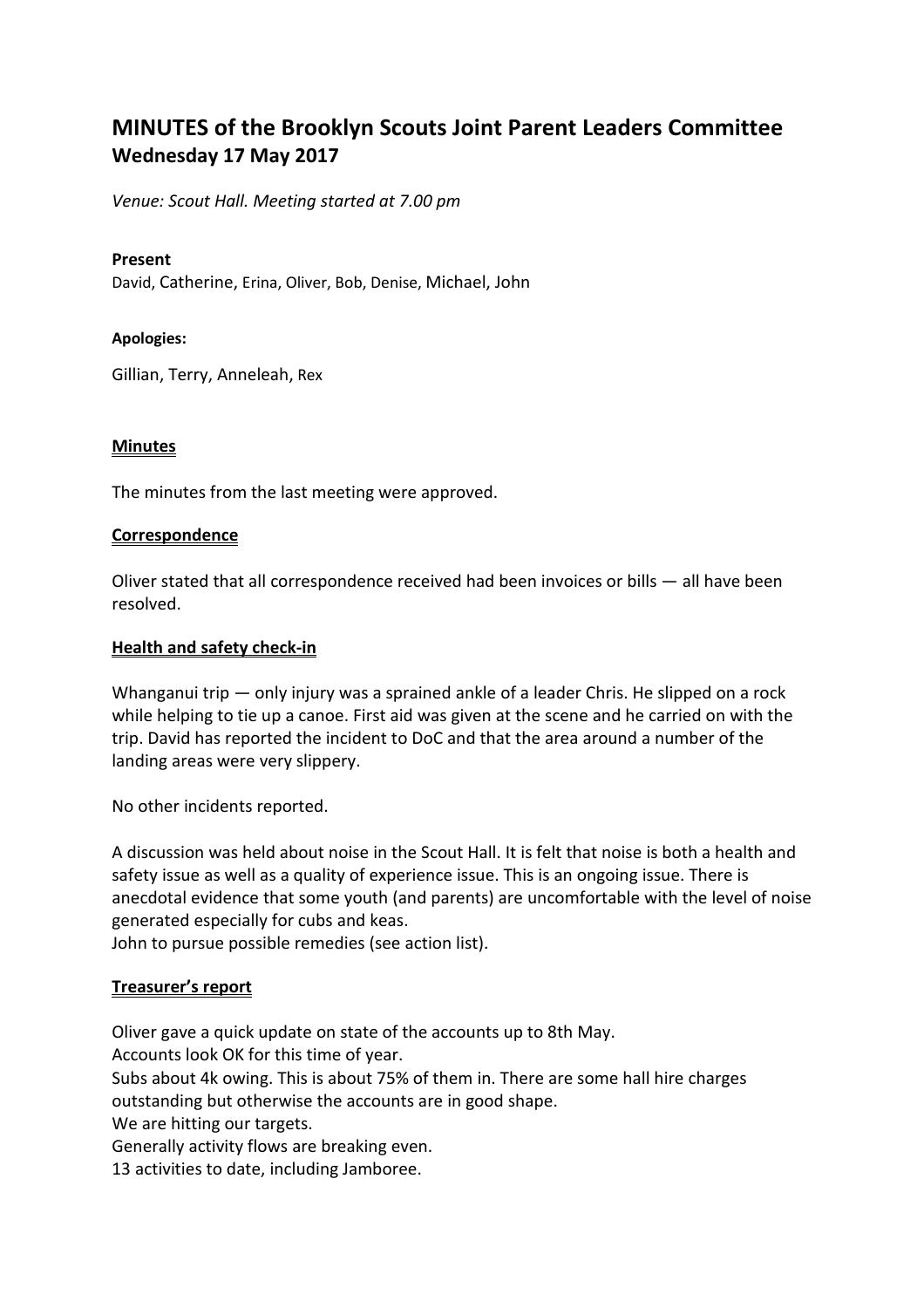# MINUTES of the Brooklyn Scouts Joint Parent Leaders Committee
## Wednesday 17 May 2017

*Venue: Scout Hall. Meeting started at 7.00 pm*

**Present**

David, Catherine, Erina, Oliver, Bob, Denise, Michael, John

**Apologies:**

Gillian, Terry, Anneleah, Rex

### Minutes

The minutes from the last meeting were approved.

### Correspondence

Oliver stated that all correspondence received had been invoices or bills — all have been resolved.

### Health and safety check-in

Whanganui trip — only injury was a sprained ankle of a leader Chris. He slipped on a rock while helping to tie up a canoe. First aid was given at the scene and he carried on with the trip. David has reported the incident to DoC and that the area around a number of the landing areas were very slippery.

No other incidents reported.

A discussion was held about noise in the Scout Hall. It is felt that noise is both a health and safety issue as well as a quality of experience issue. This is an ongoing issue. There is anecdotal evidence that some youth (and parents) are uncomfortable with the level of noise generated especially for cubs and keas.
John to pursue possible remedies (see action list).

### Treasurer's report

Oliver gave a quick update on state of the accounts up to 8th May.
Accounts look OK for this time of year.
Subs about 4k owing. This is about 75% of them in. There are some hall hire charges outstanding but otherwise the accounts are in good shape.
We are hitting our targets.
Generally activity flows are breaking even.
13 activities to date, including Jamboree.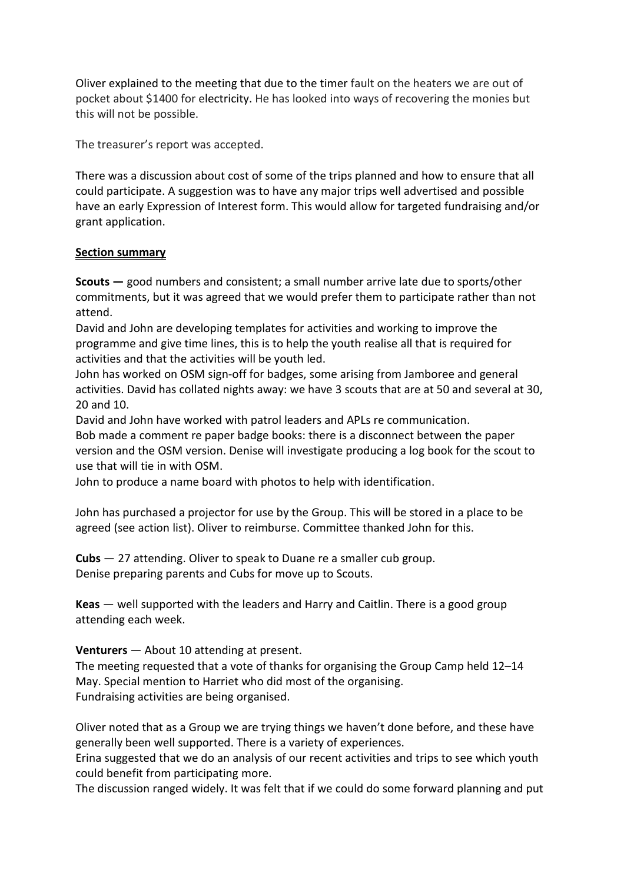Oliver explained to the meeting that due to the timer fault on the heaters we are out of pocket about $1400 for electricity. He has looked into ways of recovering the monies but this will not be possible.

The treasurer's report was accepted.

There was a discussion about cost of some of the trips planned and how to ensure that all could participate. A suggestion was to have any major trips well advertised and possible have an early Expression of Interest form. This would allow for targeted fundraising and/or grant application.

**Section summary**

**Scouts —** good numbers and consistent; a small number arrive late due to sports/other commitments, but it was agreed that we would prefer them to participate rather than not attend.
David and John are developing templates for activities and working to improve the programme and give time lines, this is to help the youth realise all that is required for activities and that the activities will be youth led.
John has worked on OSM sign-off for badges, some arising from Jamboree and general activities. David has collated nights away: we have 3 scouts that are at 50 and several at 30, 20 and 10.
David and John have worked with patrol leaders and APLs re communication.
Bob made a comment re paper badge books: there is a disconnect between the paper version and the OSM version. Denise will investigate producing a log book for the scout to use that will tie in with OSM.
John to produce a name board with photos to help with identification.

John has purchased a projector for use by the Group. This will be stored in a place to be agreed (see action list). Oliver to reimburse. Committee thanked John for this.

**Cubs** — 27 attending. Oliver to speak to Duane re a smaller cub group.
Denise preparing parents and Cubs for move up to Scouts.

**Keas** — well supported with the leaders and Harry and Caitlin. There is a good group attending each week.

**Venturers** — About 10 attending at present.
The meeting requested that a vote of thanks for organising the Group Camp held 12–14 May. Special mention to Harriet who did most of the organising.
Fundraising activities are being organised.

Oliver noted that as a Group we are trying things we haven't done before, and these have generally been well supported. There is a variety of experiences.
Erina suggested that we do an analysis of our recent activities and trips to see which youth could benefit from participating more.
The discussion ranged widely. It was felt that if we could do some forward planning and put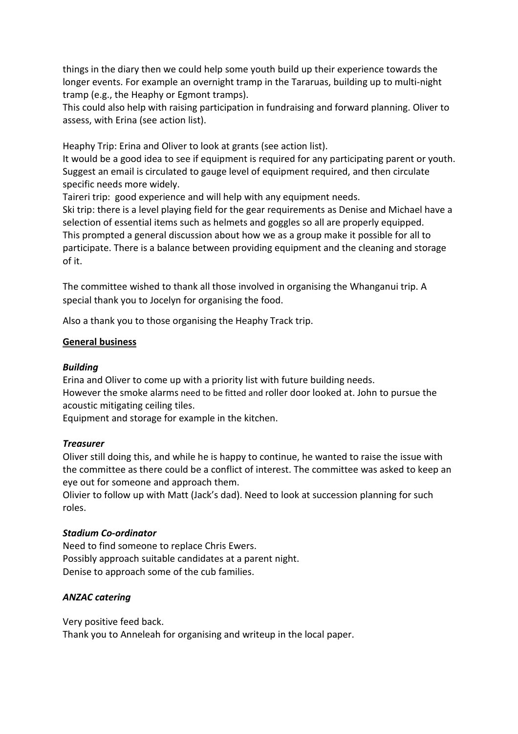things in the diary then we could help some youth build up their experience towards the longer events. For example an overnight tramp in the Tararuas, building up to multi-night tramp (e.g., the Heaphy or Egmont tramps).
This could also help with raising participation in fundraising and forward planning. Oliver to assess, with Erina (see action list).

Heaphy Trip: Erina and Oliver to look at grants (see action list).
It would be a good idea to see if equipment is required for any participating parent or youth. Suggest an email is circulated to gauge level of equipment required, and then circulate specific needs more widely.
Taireri trip: good experience and will help with any equipment needs.
Ski trip: there is a level playing field for the gear requirements as Denise and Michael have a selection of essential items such as helmets and goggles so all are properly equipped.
This prompted a general discussion about how we as a group make it possible for all to participate. There is a balance between providing equipment and the cleaning and storage of it.

The committee wished to thank all those involved in organising the Whanganui trip. A special thank you to Jocelyn for organising the food.

Also a thank you to those organising the Heaphy Track trip.

**General business**

***Building***

Erina and Oliver to come up with a priority list with future building needs.
However the smoke alarms need to be fitted and roller door looked at. John to pursue the acoustic mitigating ceiling tiles.
Equipment and storage for example in the kitchen.

***Treasurer***

Oliver still doing this, and while he is happy to continue, he wanted to raise the issue with the committee as there could be a conflict of interest. The committee was asked to keep an eye out for someone and approach them.
Olivier to follow up with Matt (Jack's dad). Need to look at succession planning for such roles.

***Stadium Co-ordinator***

Need to find someone to replace Chris Ewers.
Possibly approach suitable candidates at a parent night.
Denise to approach some of the cub families.

***ANZAC catering***

Very positive feed back.
Thank you to Anneleah for organising and writeup in the local paper.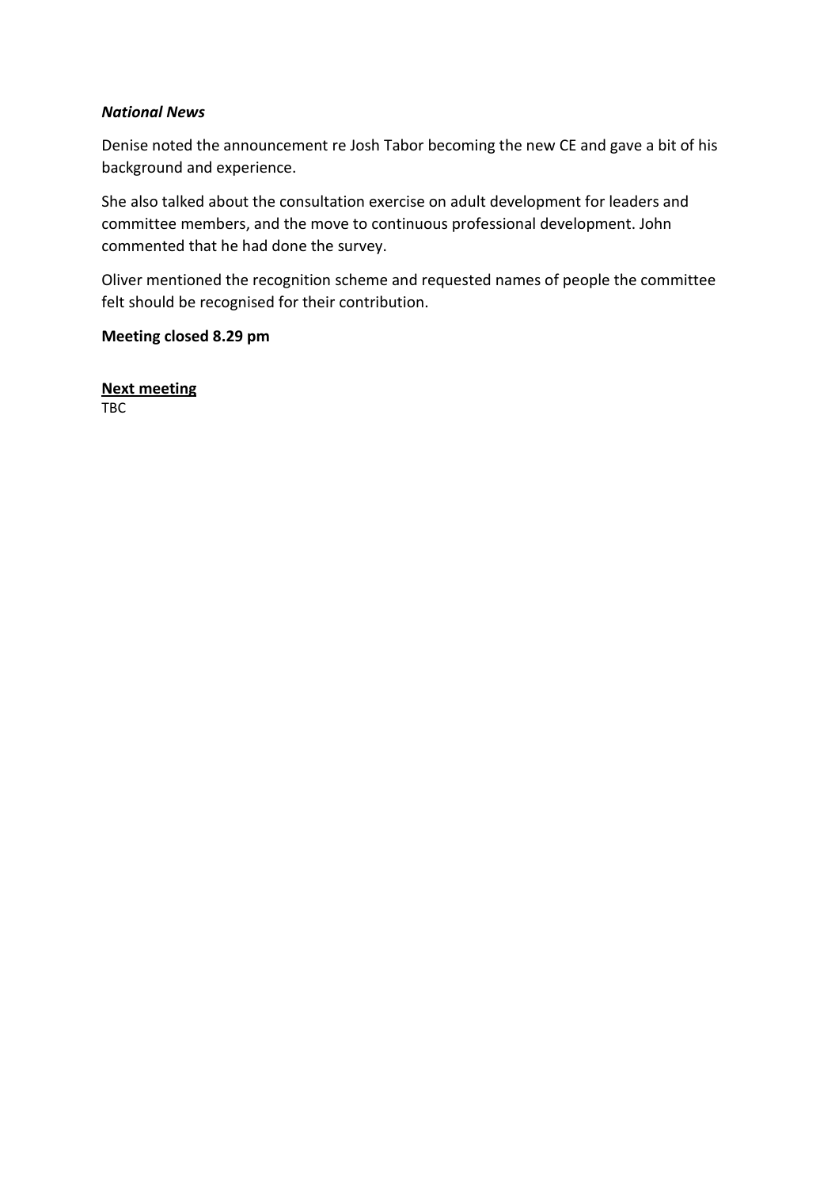***National News***

Denise noted the announcement re Josh Tabor becoming the new CE and gave a bit of his background and experience.

She also talked about the consultation exercise on adult development for leaders and committee members, and the move to continuous professional development. John commented that he had done the survey.

Oliver mentioned the recognition scheme and requested names of people the committee felt should be recognised for their contribution.

**Meeting closed 8.29 pm**

**Next meeting**

TBC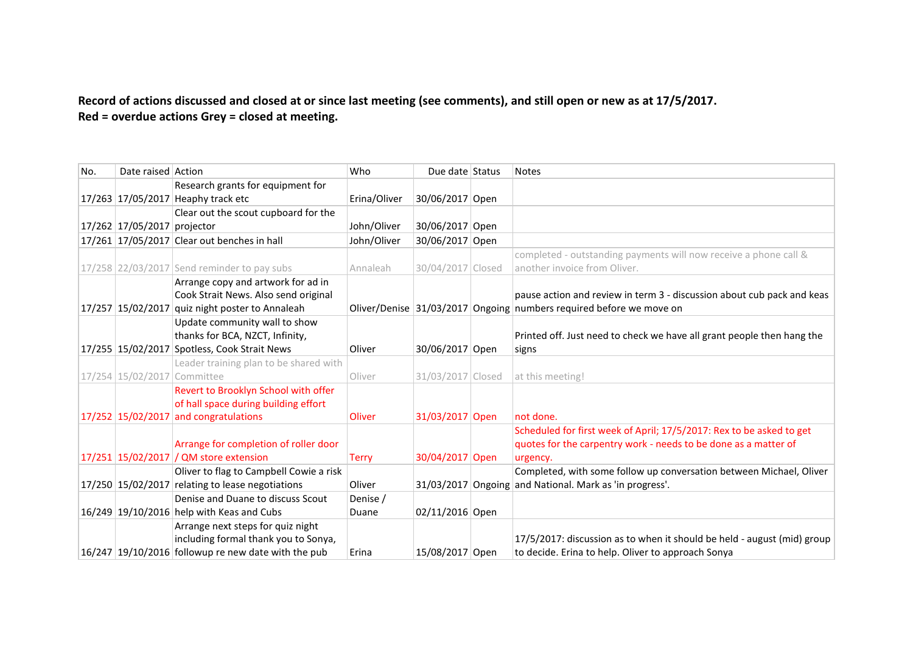**Record of actions discussed and closed at or since last meeting (see comments), and still open or new as at 17/5/2017.**
**Red = overdue actions Grey = closed at meeting.**

| No. | Date raised | Action | Who | Due date | Status | Notes |
|---|---|---|---|---|---|---|
| 17/263 | 17/05/2017 | Research grants for equipment for Heaphy track etc | Erina/Oliver | 30/06/2017 | Open | |
| 17/262 | 17/05/2017 | Clear out the scout cupboard for the projector | John/Oliver | 30/06/2017 | Open | |
| 17/261 | 17/05/2017 | Clear out benches in hall | John/Oliver | 30/06/2017 | Open | |
| 17/258 | 22/03/2017 | Send reminder to pay subs | Annaleah | 30/04/2017 | Closed | completed - outstanding payments will now receive a phone call & another invoice from Oliver. |
| 17/257 | 15/02/2017 | Arrange copy and artwork for ad in Cook Strait News. Also send original quiz night poster to Annaleah | Oliver/Denise | 31/03/2017 | Ongoing | pause action and review in term 3 - discussion about cub pack and keas numbers required before we move on |
| 17/255 | 15/02/2017 | Update community wall to show thanks for BCA, NZCT, Infinity, Spotless, Cook Strait News | Oliver | 30/06/2017 | Open | Printed off. Just need to check we have all grant people then hang the signs |
| 17/254 | 15/02/2017 | Leader training plan to be shared with Committee | Oliver | 31/03/2017 | Closed | at this meeting! |
| 17/252 | 15/02/2017 | Revert to Brooklyn School with offer of hall space during building effort and congratulations | Oliver | 31/03/2017 | Open | not done. |
| 17/251 | 15/02/2017 | Arrange for completion of roller door / QM store extension | Terry | 30/04/2017 | Open | Scheduled for first week of April; 17/5/2017: Rex to be asked to get quotes for the carpentry work - needs to be done as a matter of urgency. |
| 17/250 | 15/02/2017 | Oliver to flag to Campbell Cowie a risk relating to lease negotiations | Oliver | 31/03/2017 | Ongoing | Completed, with some follow up conversation between Michael, Oliver and National. Mark as 'in progress'. |
| 16/249 | 19/10/2016 | Denise and Duane to discuss Scout help with Keas and Cubs | Denise / Duane | 02/11/2016 | Open | |
| 16/247 | 19/10/2016 | Arrange next steps for quiz night including formal thank you to Sonya, followup re new date with the pub | Erina | 15/08/2017 | Open | 17/5/2017: discussion as to when it should be held - august (mid) group to decide. Erina to help. Oliver to approach Sonya |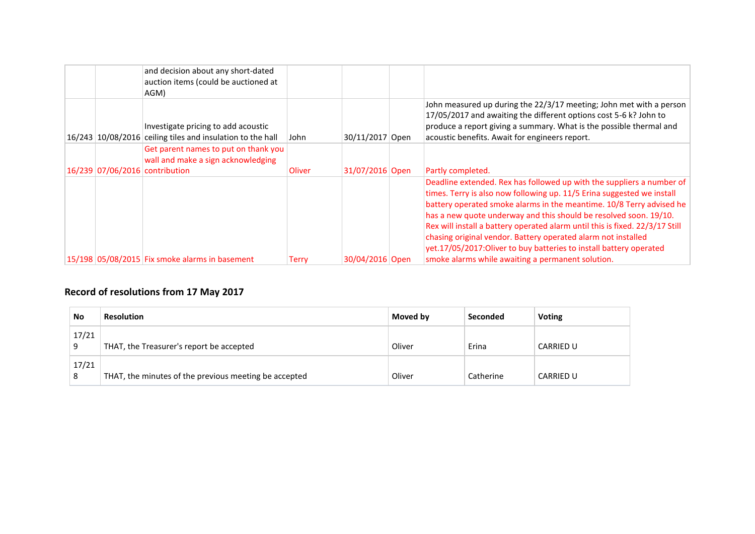| | | | | | | |
|---|---|---|---|---|---|---|
| | | and decision about any short-dated auction items (could be auctioned at AGM) | | | | |
| 16/243 | 10/08/2016 | Investigate pricing to add acoustic ceiling tiles and insulation to the hall | John | 30/11/2017 | Open | John measured up during the 22/3/17 meeting; John met with a person 17/05/2017 and awaiting the different options cost 5-6 k? John to produce a report giving a summary. What is the possible thermal and acoustic benefits. Await for engineers report. |
| 16/239 | 07/06/2016 | Get parent names to put on thank you wall and make a sign acknowledging contribution | Oliver | 31/07/2016 | Open | Partly completed. |
| 15/198 | 05/08/2015 | Fix smoke alarms in basement | Terry | 30/04/2016 | Open | Deadline extended. Rex has followed up with the suppliers a number of times. Terry is also now following up. 11/5 Erina suggested we install battery operated smoke alarms in the meantime. 10/8 Terry advised he has a new quote underway and this should be resolved soon. 19/10. Rex will install a battery operated alarm until this is fixed. 22/3/17 Still chasing original vendor. Battery operated alarm not installed yet.17/05/2017:Oliver to buy batteries to install battery operated smoke alarms while awaiting a permanent solution. |

## Record of resolutions from 17 May 2017

| No | Resolution | Moved by | Seconded | Voting |
|---|---|---|---|---|
| 17/219 | THAT, the Treasurer's report be accepted | Oliver | Erina | CARRIED U |
| 17/218 | THAT, the minutes of the previous meeting be accepted | Oliver | Catherine | CARRIED U |